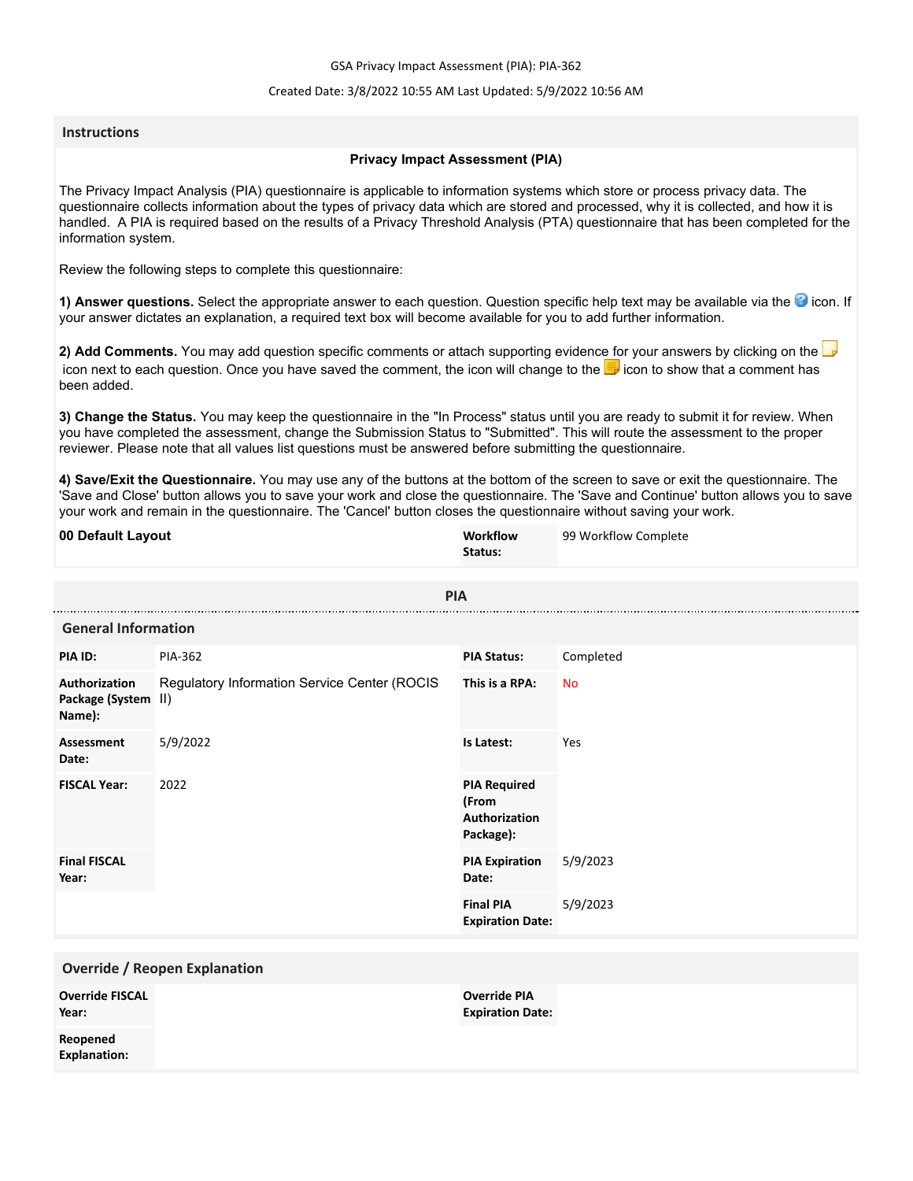GSA Privacy Impact Assessment (PIA): PIA-362

Created Date: 3/8/2022 10:55 AM Last Updated: 5/9/2022 10:56 AM

## Instructions

### Privacy Impact Assessment (PIA)

The Privacy Impact Analysis (PIA) questionnaire is applicable to information systems which store or process privacy data. The questionnaire collects information about the types of privacy data which are stored and processed, why it is collected, and how it is handled. A PIA is required based on the results of a Privacy Threshold Analysis (PTA) questionnaire that has been completed for the information system.

Review the following steps to complete this questionnaire:

**1) Answer questions.** Select the appropriate answer to each question. Question specific help text may be available via the icon. If your answer dictates an explanation, a required text box will become available for you to add further information.

**2) Add Comments.** You may add question specific comments or attach supporting evidence for your answers by clicking on the icon next to each question. Once you have saved the comment, the icon will change to the icon to show that a comment has been added.

**3) Change the Status.** You may keep the questionnaire in the "In Process" status until you are ready to submit it for review. When you have completed the assessment, change the Submission Status to "Submitted". This will route the assessment to the proper reviewer. Please note that all values list questions must be answered before submitting the questionnaire.

**4) Save/Exit the Questionnaire.** You may use any of the buttons at the bottom of the screen to save or exit the questionnaire. The 'Save and Close' button allows you to save your work and close the questionnaire. The 'Save and Continue' button allows you to save your work and remain in the questionnaire. The 'Cancel' button closes the questionnaire without saving your work.

| **00 Default Layout** | **Workflow Status:** | 99 Workflow Complete |
|---|---|---|

## PIA

### General Information

| | | | |
|---|---|---|---|
| **PIA ID:** | PIA-362 | **PIA Status:** | Completed |
| **Authorization Package (System Name):** | Regulatory Information Service Center (ROCIS II) | **This is a RPA:** | No |
| **Assessment Date:** | 5/9/2022 | **Is Latest:** | Yes |
| **FISCAL Year:** | 2022 | **PIA Required (From Authorization Package):** | |
| **Final FISCAL Year:** | | **PIA Expiration Date:** | 5/9/2023 |
| | | **Final PIA Expiration Date:** | 5/9/2023 |

### Override / Reopen Explanation

| | | | |
|---|---|---|---|
| **Override FISCAL Year:** | | **Override PIA Expiration Date:** | |
| **Reopened Explanation:** | | | |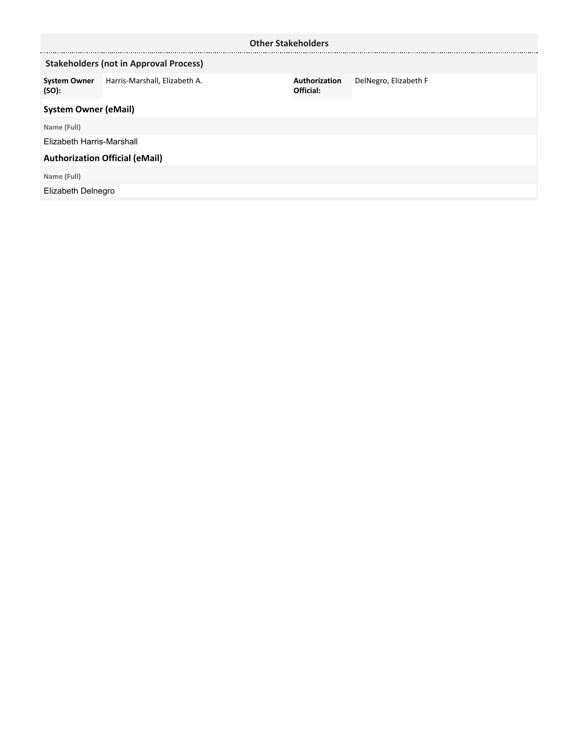## Other Stakeholders

### Stakeholders (not in Approval Process)

| System Owner (SO): | Harris-Marshall, Elizabeth A. | Authorization Official: | DelNegro, Elizabeth F |
|---|---|---|---|

### System Owner (eMail)

| Name (Full) |
|---|
| Elizabeth Harris-Marshall |

### Authorization Official (eMail)

| Name (Full) |
|---|
| Elizabeth Delnegro |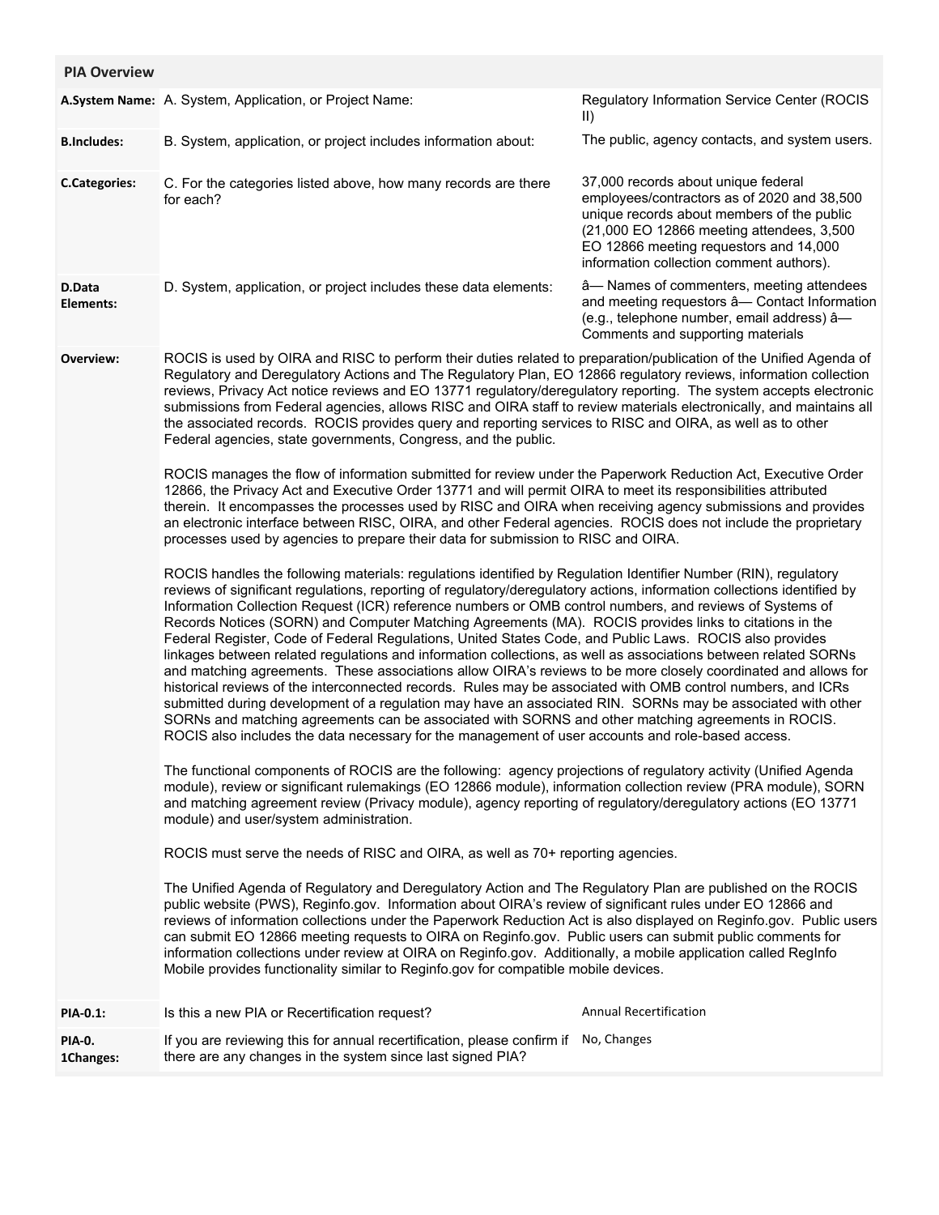## PIA Overview

| | | |
|---|---|---|
| **A.System Name:** | A. System, Application, or Project Name: | Regulatory Information Service Center (ROCIS II) |
| **B.Includes:** | B. System, application, or project includes information about: | The public, agency contacts, and system users. |
| **C.Categories:** | C. For the categories listed above, how many records are there for each? | 37,000 records about unique federal employees/contractors as of 2020 and 38,500 unique records about members of the public (21,000 EO 12866 meeting attendees, 3,500 EO 12866 meeting requestors and 14,000 information collection comment authors). |
| **D.Data Elements:** | D. System, application, or project includes these data elements: | â— Names of commenters, meeting attendees and meeting requestors â— Contact Information (e.g., telephone number, email address) â— Comments and supporting materials |

**Overview:**

ROCIS is used by OIRA and RISC to perform their duties related to preparation/publication of the Unified Agenda of Regulatory and Deregulatory Actions and The Regulatory Plan, EO 12866 regulatory reviews, information collection reviews, Privacy Act notice reviews and EO 13771 regulatory/deregulatory reporting. The system accepts electronic submissions from Federal agencies, allows RISC and OIRA staff to review materials electronically, and maintains all the associated records. ROCIS provides query and reporting services to RISC and OIRA, as well as to other Federal agencies, state governments, Congress, and the public.

ROCIS manages the flow of information submitted for review under the Paperwork Reduction Act, Executive Order 12866, the Privacy Act and Executive Order 13771 and will permit OIRA to meet its responsibilities attributed therein. It encompasses the processes used by RISC and OIRA when receiving agency submissions and provides an electronic interface between RISC, OIRA, and other Federal agencies. ROCIS does not include the proprietary processes used by agencies to prepare their data for submission to RISC and OIRA.

ROCIS handles the following materials: regulations identified by Regulation Identifier Number (RIN), regulatory reviews of significant regulations, reporting of regulatory/deregulatory actions, information collections identified by Information Collection Request (ICR) reference numbers or OMB control numbers, and reviews of Systems of Records Notices (SORN) and Computer Matching Agreements (MA). ROCIS provides links to citations in the Federal Register, Code of Federal Regulations, United States Code, and Public Laws. ROCIS also provides linkages between related regulations and information collections, as well as associations between related SORNs and matching agreements. These associations allow OIRA's reviews to be more closely coordinated and allows for historical reviews of the interconnected records. Rules may be associated with OMB control numbers, and ICRs submitted during development of a regulation may have an associated RIN. SORNs may be associated with other SORNs and matching agreements can be associated with SORNS and other matching agreements in ROCIS. ROCIS also includes the data necessary for the management of user accounts and role-based access.

The functional components of ROCIS are the following: agency projections of regulatory activity (Unified Agenda module), review or significant rulemakings (EO 12866 module), information collection review (PRA module), SORN and matching agreement review (Privacy module), agency reporting of regulatory/deregulatory actions (EO 13771 module) and user/system administration.

ROCIS must serve the needs of RISC and OIRA, as well as 70+ reporting agencies.

The Unified Agenda of Regulatory and Deregulatory Action and The Regulatory Plan are published on the ROCIS public website (PWS), Reginfo.gov. Information about OIRA's review of significant rules under EO 12866 and reviews of information collections under the Paperwork Reduction Act is also displayed on Reginfo.gov. Public users can submit EO 12866 meeting requests to OIRA on Reginfo.gov. Public users can submit public comments for information collections under review at OIRA on Reginfo.gov. Additionally, a mobile application called RegInfo Mobile provides functionality similar to Reginfo.gov for compatible mobile devices.

| | | |
|---|---|---|
| **PIA-0.1:** | Is this a new PIA or Recertification request? | Annual Recertification |
| **PIA-0. 1Changes:** | If you are reviewing this for annual recertification, please confirm if there are any changes in the system since last signed PIA? | No, Changes |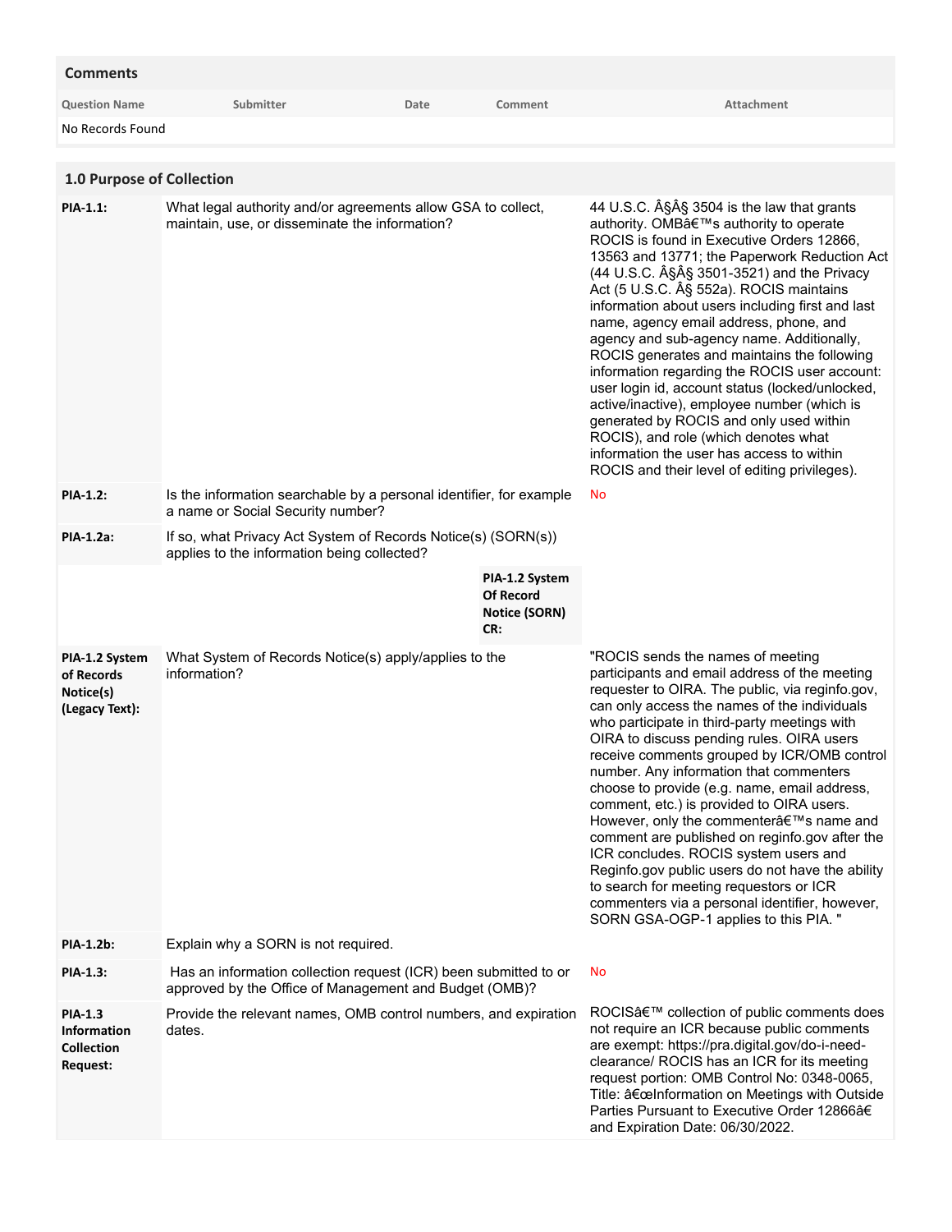## Comments

| Question Name | Submitter | Date | Comment | Attachment |
|---|---|---|---|---|
| No Records Found | | | | |

## 1.0 Purpose of Collection

| | | |
|---|---|---|
| **PIA-1.1:** | What legal authority and/or agreements allow GSA to collect, maintain, use, or disseminate the information? | 44 U.S.C. Â§Â§ 3504 is the law that grants authority. OMBâ€™s authority to operate ROCIS is found in Executive Orders 12866, 13563 and 13771; the Paperwork Reduction Act (44 U.S.C. Â§Â§ 3501-3521) and the Privacy Act (5 U.S.C. Â§ 552a). ROCIS maintains information about users including first and last name, agency email address, phone, and agency and sub-agency name. Additionally, ROCIS generates and maintains the following information regarding the ROCIS user account: user login id, account status (locked/unlocked, active/inactive), employee number (which is generated by ROCIS and only used within ROCIS), and role (which denotes what information the user has access to within ROCIS and their level of editing privileges). |
| **PIA-1.2:** | Is the information searchable by a personal identifier, for example a name or Social Security number? | No |
| **PIA-1.2a:** | If so, what Privacy Act System of Records Notice(s) (SORN(s)) applies to the information being collected? **PIA-1.2 System Of Record Notice (SORN) CR:** | |
| **PIA-1.2 System of Records Notice(s) (Legacy Text):** | What System of Records Notice(s) apply/applies to the information? | "ROCIS sends the names of meeting participants and email address of the meeting requester to OIRA. The public, via reginfo.gov, can only access the names of the individuals who participate in third-party meetings with OIRA to discuss pending rules. OIRA users receive comments grouped by ICR/OMB control number. Any information that commenters choose to provide (e.g. name, email address, comment, etc.) is provided to OIRA users. However, only the commenterâ€™s name and comment are published on reginfo.gov after the ICR concludes. ROCIS system users and Reginfo.gov public users do not have the ability to search for meeting requestors or ICR commenters via a personal identifier, however, SORN GSA-OGP-1 applies to this PIA. " |
| **PIA-1.2b:** | Explain why a SORN is not required. | |
| **PIA-1.3:** | Has an information collection request (ICR) been submitted to or approved by the Office of Management and Budget (OMB)? | No |
| **PIA-1.3 Information Collection Request:** | Provide the relevant names, OMB control numbers, and expiration dates. | ROCISâ€™ collection of public comments does not require an ICR because public comments are exempt: https://pra.digital.gov/do-i-need-clearance/ ROCIS has an ICR for its meeting request portion: OMB Control No: 0348-0065, Title: â€œInformation on Meetings with Outside Parties Pursuant to Executive Order 12866â€ and Expiration Date: 06/30/2022. |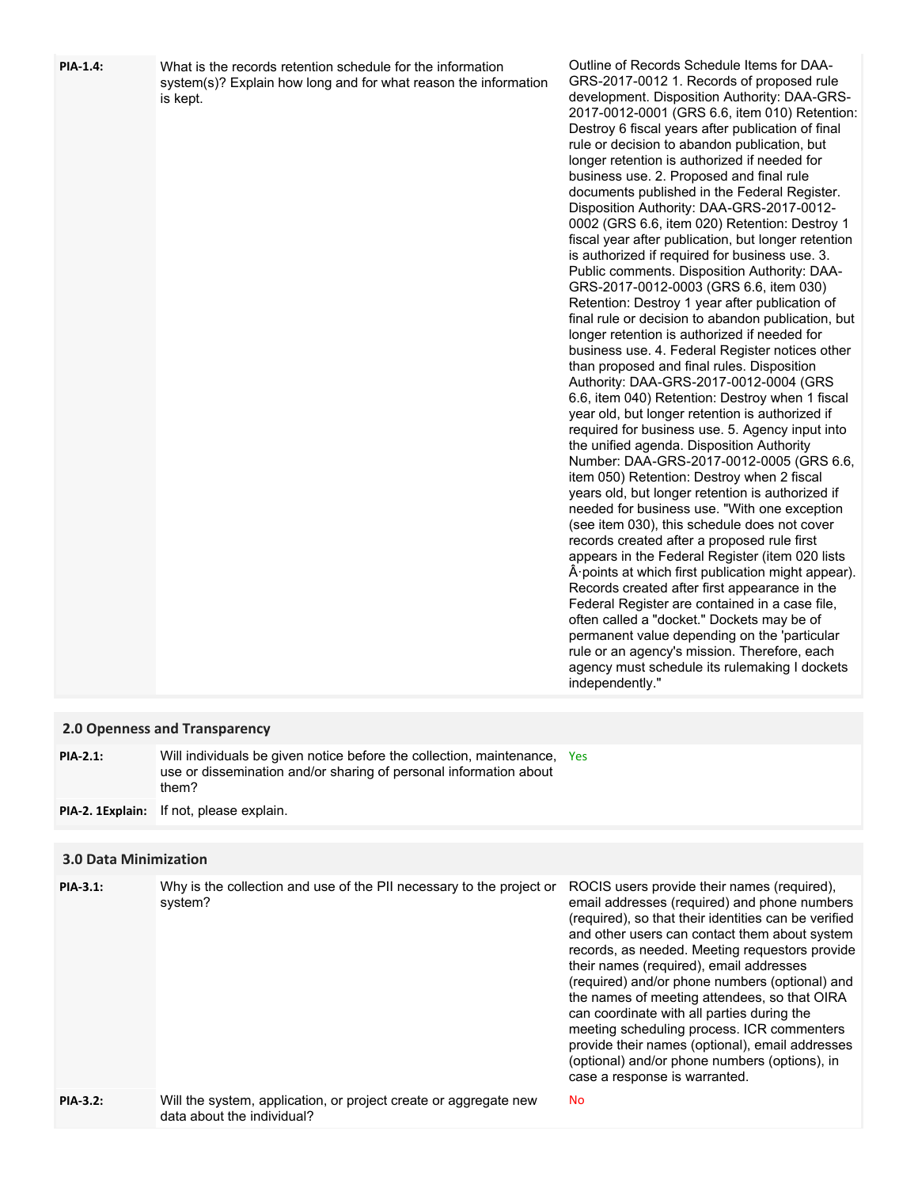| | | |
|---|---|---|
| **PIA-1.4:** | What is the records retention schedule for the information system(s)? Explain how long and for what reason the information is kept. | Outline of Records Schedule Items for DAA-GRS-2017-0012 1. Records of proposed rule development. Disposition Authority: DAA-GRS-2017-0012-0001 (GRS 6.6, item 010) Retention: Destroy 6 fiscal years after publication of final rule or decision to abandon publication, but longer retention is authorized if needed for business use. 2. Proposed and final rule documents published in the Federal Register. Disposition Authority: DAA-GRS-2017-0012-0002 (GRS 6.6, item 020) Retention: Destroy 1 fiscal year after publication, but longer retention is authorized if required for business use. 3. Public comments. Disposition Authority: DAA-GRS-2017-0012-0003 (GRS 6.6, item 030) Retention: Destroy 1 year after publication of final rule or decision to abandon publication, but longer retention is authorized if needed for business use. 4. Federal Register notices other than proposed and final rules. Disposition Authority: DAA-GRS-2017-0012-0004 (GRS 6.6, item 040) Retention: Destroy when 1 fiscal year old, but longer retention is authorized if required for business use. 5. Agency input into the unified agenda. Disposition Authority Number: DAA-GRS-2017-0012-0005 (GRS 6.6, item 050) Retention: Destroy when 2 fiscal years old, but longer retention is authorized if needed for business use. "With one exception (see item 030), this schedule does not cover records created after a proposed rule first appears in the Federal Register (item 020 lists Â·points at which first publication might appear). Records created after first appearance in the Federal Register are contained in a case file, often called a "docket." Dockets may be of permanent value depending on the 'particular rule or an agency's mission. Therefore, each agency must schedule its rulemaking I dockets independently." |

## 2.0 Openness and Transparency

| | | |
|---|---|---|
| **PIA-2.1:** | Will individuals be given notice before the collection, maintenance, use or dissemination and/or sharing of personal information about them? | Yes |
| **PIA-2. 1Explain:** | If not, please explain. | |

## 3.0 Data Minimization

| | | |
|---|---|---|
| **PIA-3.1:** | Why is the collection and use of the PII necessary to the project or system? | ROCIS users provide their names (required), email addresses (required) and phone numbers (required), so that their identities can be verified and other users can contact them about system records, as needed. Meeting requestors provide their names (required), email addresses (required) and/or phone numbers (optional) and the names of meeting attendees, so that OIRA can coordinate with all parties during the meeting scheduling process. ICR commenters provide their names (optional), email addresses (optional) and/or phone numbers (options), in case a response is warranted. |
| **PIA-3.2:** | Will the system, application, or project create or aggregate new data about the individual? | No |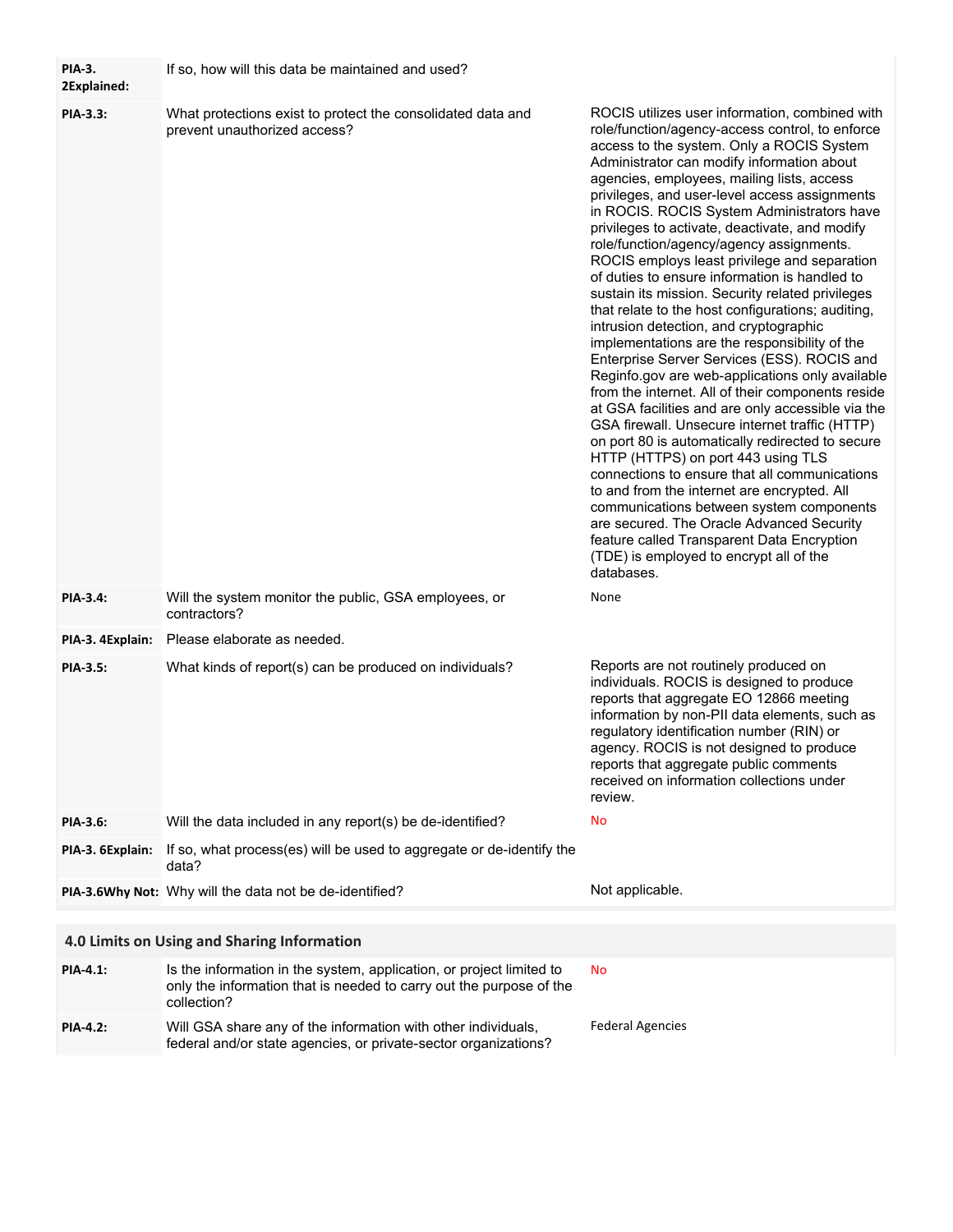| | | |
|---|---|---|
| **PIA-3. 2Explained:** | If so, how will this data be maintained and used? | |
| **PIA-3.3:** | What protections exist to protect the consolidated data and prevent unauthorized access? | ROCIS utilizes user information, combined with role/function/agency-access control, to enforce access to the system. Only a ROCIS System Administrator can modify information about agencies, employees, mailing lists, access privileges, and user-level access assignments in ROCIS. ROCIS System Administrators have privileges to activate, deactivate, and modify role/function/agency/agency assignments. ROCIS employs least privilege and separation of duties to ensure information is handled to sustain its mission. Security related privileges that relate to the host configurations; auditing, intrusion detection, and cryptographic implementations are the responsibility of the Enterprise Server Services (ESS). ROCIS and Reginfo.gov are web-applications only available from the internet. All of their components reside at GSA facilities and are only accessible via the GSA firewall. Unsecure internet traffic (HTTP) on port 80 is automatically redirected to secure HTTP (HTTPS) on port 443 using TLS connections to ensure that all communications to and from the internet are encrypted. All communications between system components are secured. The Oracle Advanced Security feature called Transparent Data Encryption (TDE) is employed to encrypt all of the databases. |
| **PIA-3.4:** | Will the system monitor the public, GSA employees, or contractors? | None |
| **PIA-3. 4Explain:** | Please elaborate as needed. | |
| **PIA-3.5:** | What kinds of report(s) can be produced on individuals? | Reports are not routinely produced on individuals. ROCIS is designed to produce reports that aggregate EO 12866 meeting information by non-PII data elements, such as regulatory identification number (RIN) or agency. ROCIS is not designed to produce reports that aggregate public comments received on information collections under review. |
| **PIA-3.6:** | Will the data included in any report(s) be de-identified? | No |
| **PIA-3. 6Explain:** | If so, what process(es) will be used to aggregate or de-identify the data? | |
| **PIA-3.6Why Not:** | Why will the data not be de-identified? | Not applicable. |

## 4.0 Limits on Using and Sharing Information

| | | |
|---|---|---|
| **PIA-4.1:** | Is the information in the system, application, or project limited to only the information that is needed to carry out the purpose of the collection? | No |
| **PIA-4.2:** | Will GSA share any of the information with other individuals, federal and/or state agencies, or private-sector organizations? | Federal Agencies |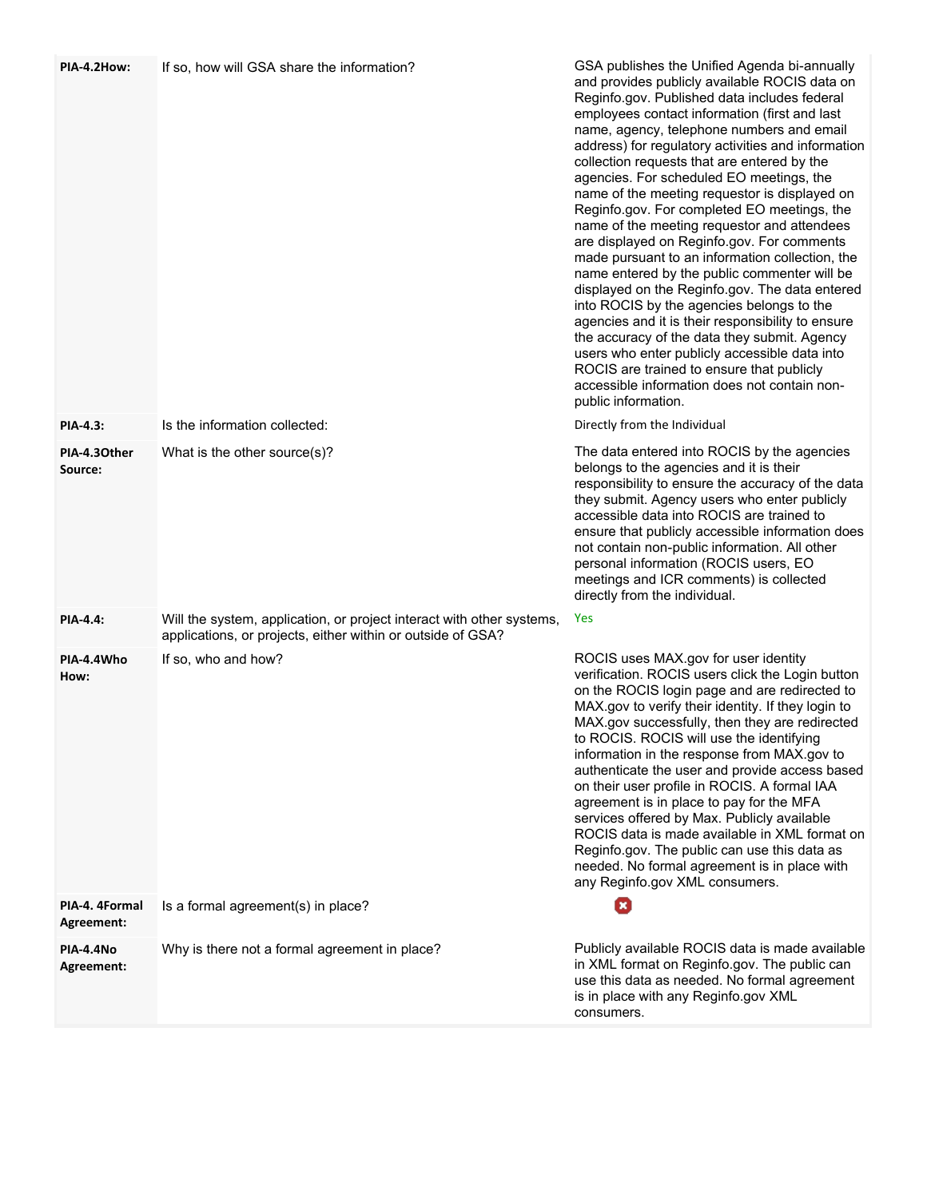| | | |
|---|---|---|
| **PIA-4.2How:** | If so, how will GSA share the information? | GSA publishes the Unified Agenda bi-annually and provides publicly available ROCIS data on Reginfo.gov. Published data includes federal employees contact information (first and last name, agency, telephone numbers and email address) for regulatory activities and information collection requests that are entered by the agencies. For scheduled EO meetings, the name of the meeting requestor is displayed on Reginfo.gov. For completed EO meetings, the name of the meeting requestor and attendees are displayed on Reginfo.gov. For comments made pursuant to an information collection, the name entered by the public commenter will be displayed on the Reginfo.gov. The data entered into ROCIS by the agencies belongs to the agencies and it is their responsibility to ensure the accuracy of the data they submit. Agency users who enter publicly accessible data into ROCIS are trained to ensure that publicly accessible information does not contain non-public information. |
| **PIA-4.3:** | Is the information collected: | Directly from the Individual |
| **PIA-4.3Other Source:** | What is the other source(s)? | The data entered into ROCIS by the agencies belongs to the agencies and it is their responsibility to ensure the accuracy of the data they submit. Agency users who enter publicly accessible data into ROCIS are trained to ensure that publicly accessible information does not contain non-public information. All other personal information (ROCIS users, EO meetings and ICR comments) is collected directly from the individual. |
| **PIA-4.4:** | Will the system, application, or project interact with other systems, applications, or projects, either within or outside of GSA? | Yes |
| **PIA-4.4Who How:** | If so, who and how? | ROCIS uses MAX.gov for user identity verification. ROCIS users click the Login button on the ROCIS login page and are redirected to MAX.gov to verify their identity. If they login to MAX.gov successfully, then they are redirected to ROCIS. ROCIS will use the identifying information in the response from MAX.gov to authenticate the user and provide access based on their user profile in ROCIS. A formal IAA agreement is in place to pay for the MFA services offered by Max. Publicly available ROCIS data is made available in XML format on Reginfo.gov. The public can use this data as needed. No formal agreement is in place with any Reginfo.gov XML consumers. |
| **PIA-4. 4Formal Agreement:** | Is a formal agreement(s) in place? | ✖ |
| **PIA-4.4No Agreement:** | Why is there not a formal agreement in place? | Publicly available ROCIS data is made available in XML format on Reginfo.gov. The public can use this data as needed. No formal agreement is in place with any Reginfo.gov XML consumers. |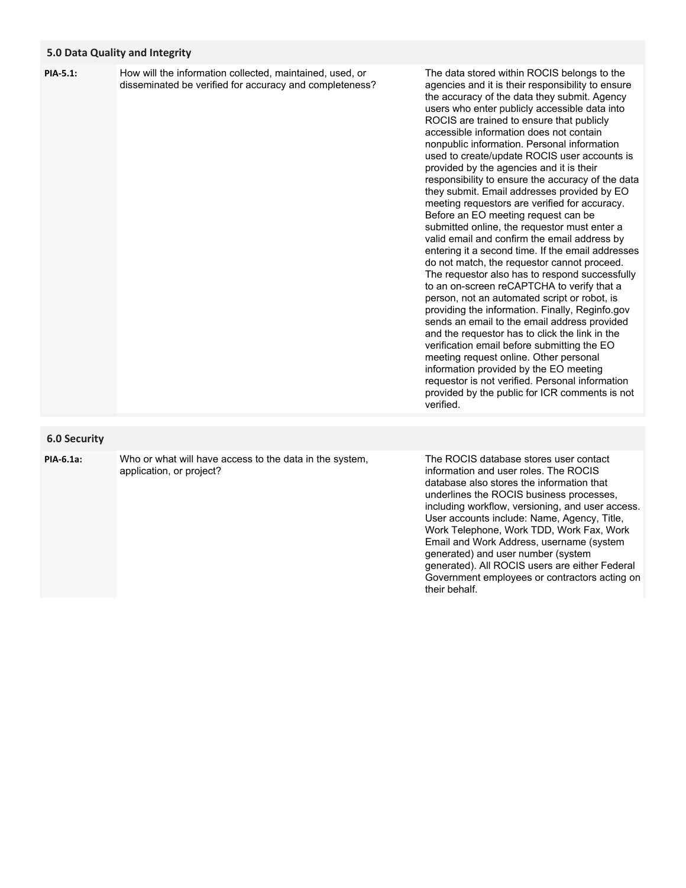## 5.0 Data Quality and Integrity

| | | |
|---|---|---|
| **PIA-5.1:** | How will the information collected, maintained, used, or disseminated be verified for accuracy and completeness? | The data stored within ROCIS belongs to the agencies and it is their responsibility to ensure the accuracy of the data they submit. Agency users who enter publicly accessible data into ROCIS are trained to ensure that publicly accessible information does not contain nonpublic information. Personal information used to create/update ROCIS user accounts is provided by the agencies and it is their responsibility to ensure the accuracy of the data they submit. Email addresses provided by EO meeting requestors are verified for accuracy. Before an EO meeting request can be submitted online, the requestor must enter a valid email and confirm the email address by entering it a second time. If the email addresses do not match, the requestor cannot proceed. The requestor also has to respond successfully to an on-screen reCAPTCHA to verify that a person, not an automated script or robot, is providing the information. Finally, Reginfo.gov sends an email to the email address provided and the requestor has to click the link in the verification email before submitting the EO meeting request online. Other personal information provided by the EO meeting requestor is not verified. Personal information provided by the public for ICR comments is not verified. |

## 6.0 Security

| | | |
|---|---|---|
| **PIA-6.1a:** | Who or what will have access to the data in the system, application, or project? | The ROCIS database stores user contact information and user roles. The ROCIS database also stores the information that underlines the ROCIS business processes, including workflow, versioning, and user access. User accounts include: Name, Agency, Title, Work Telephone, Work TDD, Work Fax, Work Email and Work Address, username (system generated) and user number (system generated). All ROCIS users are either Federal Government employees or contractors acting on their behalf. |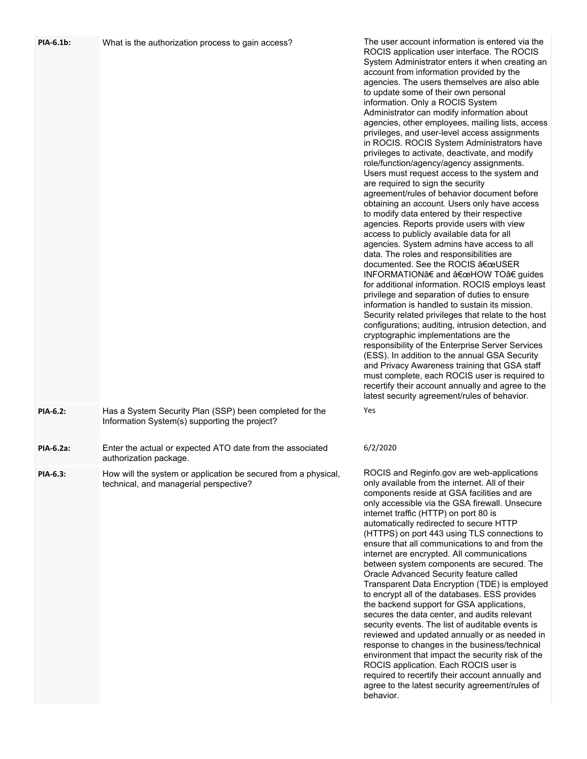| | | |
|---|---|---|
| **PIA-6.1b:** | What is the authorization process to gain access? | The user account information is entered via the ROCIS application user interface. The ROCIS System Administrator enters it when creating an account from information provided by the agencies. The users themselves are also able to update some of their own personal information. Only a ROCIS System Administrator can modify information about agencies, other employees, mailing lists, access privileges, and user-level access assignments in ROCIS. ROCIS System Administrators have privileges to activate, deactivate, and modify role/function/agency/agency assignments. Users must request access to the system and are required to sign the security agreement/rules of behavior document before obtaining an account. Users only have access to modify data entered by their respective agencies. Reports provide users with view access to publicly available data for all agencies. System admins have access to all data. The roles and responsibilities are documented. See the ROCIS â€œUSER INFORMATIONâ€ and â€œHOW TOâ€ guides for additional information. ROCIS employs least privilege and separation of duties to ensure information is handled to sustain its mission. Security related privileges that relate to the host configurations; auditing, intrusion detection, and cryptographic implementations are the responsibility of the Enterprise Server Services (ESS). In addition to the annual GSA Security and Privacy Awareness training that GSA staff must complete, each ROCIS user is required to recertify their account annually and agree to the latest security agreement/rules of behavior. |
| **PIA-6.2:** | Has a System Security Plan (SSP) been completed for the Information System(s) supporting the project? | Yes |
| **PIA-6.2a:** | Enter the actual or expected ATO date from the associated authorization package. | 6/2/2020 |
| **PIA-6.3:** | How will the system or application be secured from a physical, technical, and managerial perspective? | ROCIS and Reginfo.gov are web-applications only available from the internet. All of their components reside at GSA facilities and are only accessible via the GSA firewall. Unsecure internet traffic (HTTP) on port 80 is automatically redirected to secure HTTP (HTTPS) on port 443 using TLS connections to ensure that all communications to and from the internet are encrypted. All communications between system components are secured. The Oracle Advanced Security feature called Transparent Data Encryption (TDE) is employed to encrypt all of the databases. ESS provides the backend support for GSA applications, secures the data center, and audits relevant security events. The list of auditable events is reviewed and updated annually or as needed in response to changes in the business/technical environment that impact the security risk of the ROCIS application. Each ROCIS user is required to recertify their account annually and agree to the latest security agreement/rules of behavior. |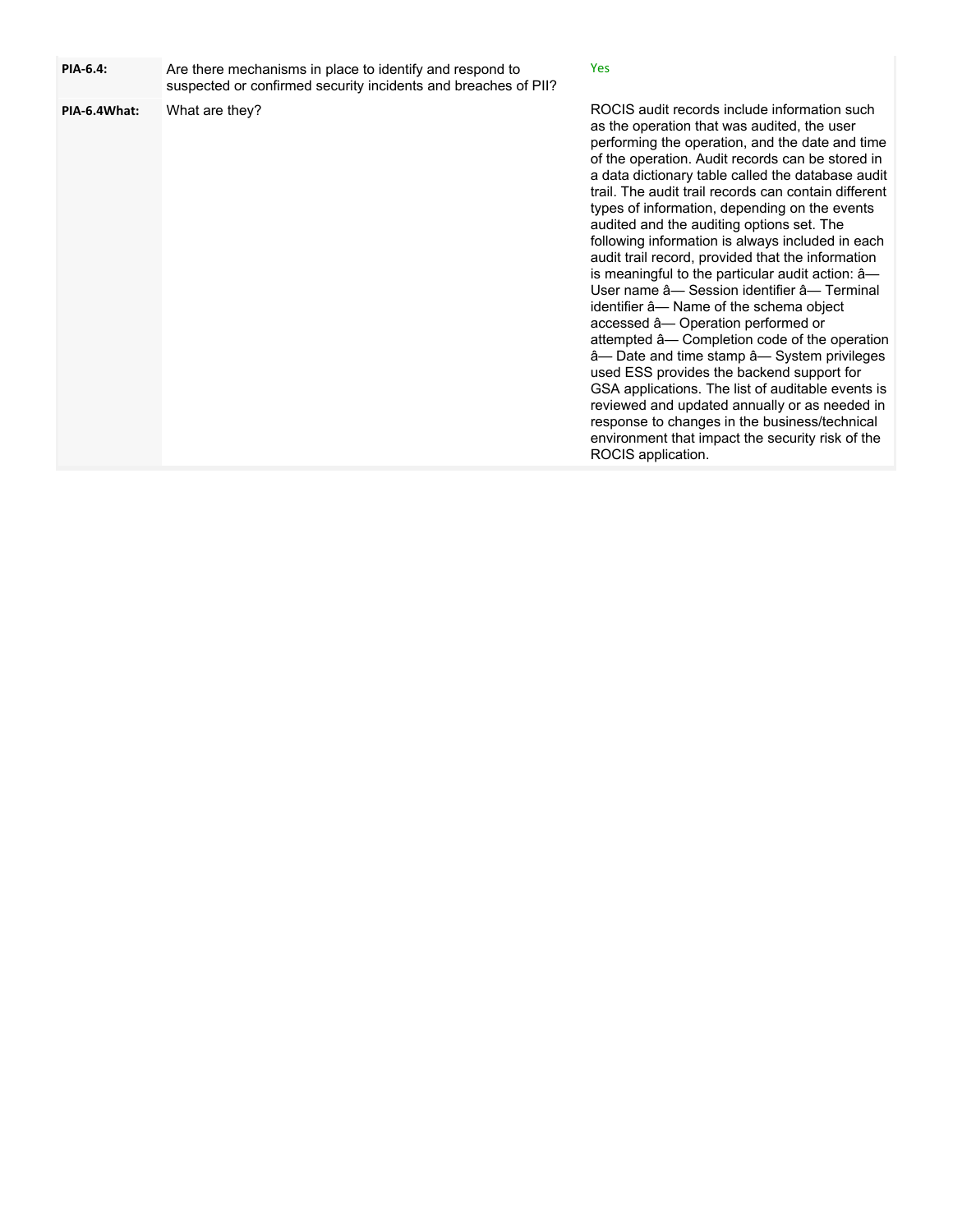| | | |
|---|---|---|
| **PIA-6.4:** | Are there mechanisms in place to identify and respond to suspected or confirmed security incidents and breaches of PII? | Yes |
| **PIA-6.4What:** | What are they? | ROCIS audit records include information such as the operation that was audited, the user performing the operation, and the date and time of the operation. Audit records can be stored in a data dictionary table called the database audit trail. The audit trail records can contain different types of information, depending on the events audited and the auditing options set. The following information is always included in each audit trail record, provided that the information is meaningful to the particular audit action: â— User name â— Session identifier â— Terminal identifier â— Name of the schema object accessed â— Operation performed or attempted â— Completion code of the operation â— Date and time stamp â— System privileges used ESS provides the backend support for GSA applications. The list of auditable events is reviewed and updated annually or as needed in response to changes in the business/technical environment that impact the security risk of the ROCIS application. |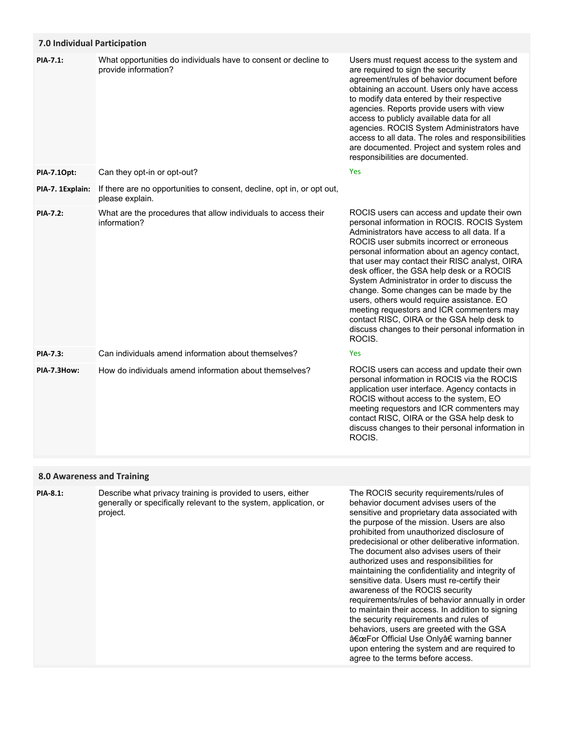## 7.0 Individual Participation

| | | |
|---|---|---|
| **PIA-7.1:** | What opportunities do individuals have to consent or decline to provide information? | Users must request access to the system and are required to sign the security agreement/rules of behavior document before obtaining an account. Users only have access to modify data entered by their respective agencies. Reports provide users with view access to publicly available data for all agencies. ROCIS System Administrators have access to all data. The roles and responsibilities are documented. Project and system roles and responsibilities are documented. |
| **PIA-7.1Opt:** | Can they opt-in or opt-out? | Yes |
| **PIA-7. 1Explain:** | If there are no opportunities to consent, decline, opt in, or opt out, please explain. | |
| **PIA-7.2:** | What are the procedures that allow individuals to access their information? | ROCIS users can access and update their own personal information in ROCIS. ROCIS System Administrators have access to all data. If a ROCIS user submits incorrect or erroneous personal information about an agency contact, that user may contact their RISC analyst, OIRA desk officer, the GSA help desk or a ROCIS System Administrator in order to discuss the change. Some changes can be made by the users, others would require assistance. EO meeting requestors and ICR commenters may contact RISC, OIRA or the GSA help desk to discuss changes to their personal information in ROCIS. |
| **PIA-7.3:** | Can individuals amend information about themselves? | Yes |
| **PIA-7.3How:** | How do individuals amend information about themselves? | ROCIS users can access and update their own personal information in ROCIS via the ROCIS application user interface. Agency contacts in ROCIS without access to the system, EO meeting requestors and ICR commenters may contact RISC, OIRA or the GSA help desk to discuss changes to their personal information in ROCIS. |

## 8.0 Awareness and Training

| | | |
|---|---|---|
| **PIA-8.1:** | Describe what privacy training is provided to users, either generally or specifically relevant to the system, application, or project. | The ROCIS security requirements/rules of behavior document advises users of the sensitive and proprietary data associated with the purpose of the mission. Users are also prohibited from unauthorized disclosure of predecisional or other deliberative information. The document also advises users of their authorized uses and responsibilities for maintaining the confidentiality and integrity of sensitive data. Users must re-certify their awareness of the ROCIS security requirements/rules of behavior annually in order to maintain their access. In addition to signing the security requirements and rules of behaviors, users are greeted with the GSA â€œFor Official Use Onlyâ€ warning banner upon entering the system and are required to agree to the terms before access. |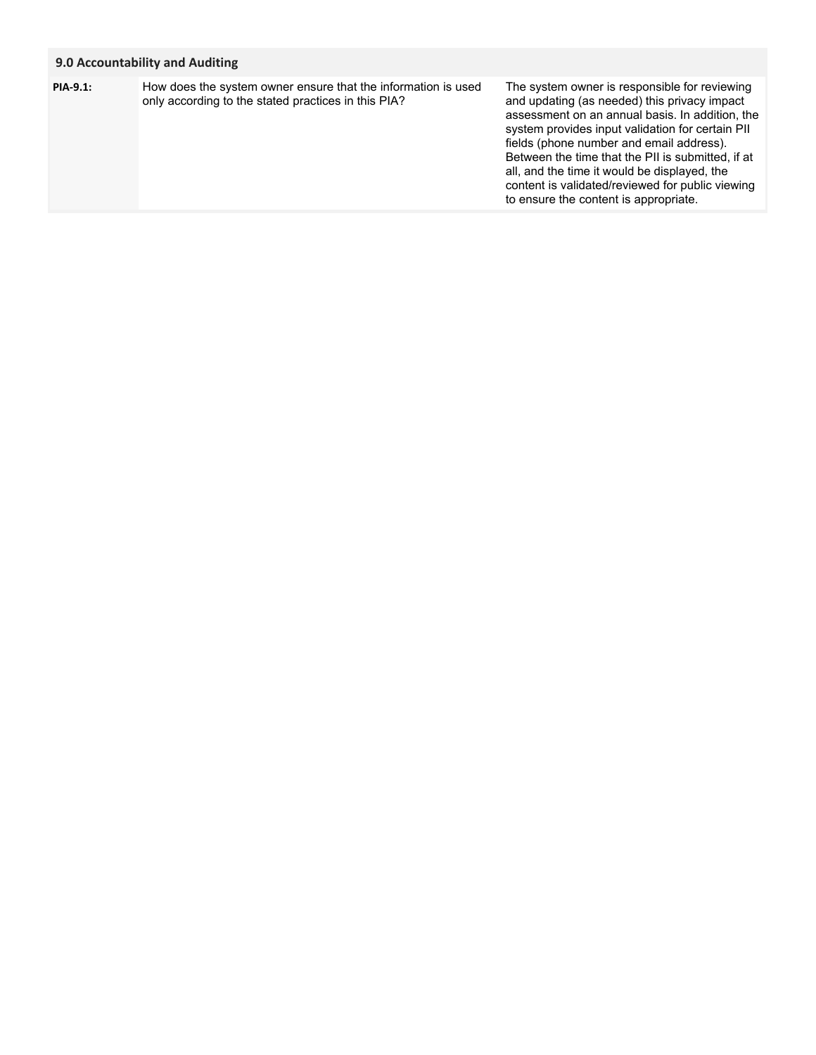| 9.0 Accountability and Auditing | | |
| --- | --- | --- |
| PIA-9.1: | How does the system owner ensure that the information is used only according to the stated practices in this PIA? | The system owner is responsible for reviewing and updating (as needed) this privacy impact assessment on an annual basis. In addition, the system provides input validation for certain PII fields (phone number and email address). Between the time that the PII is submitted, if at all, and the time it would be displayed, the content is validated/reviewed for public viewing to ensure the content is appropriate. |